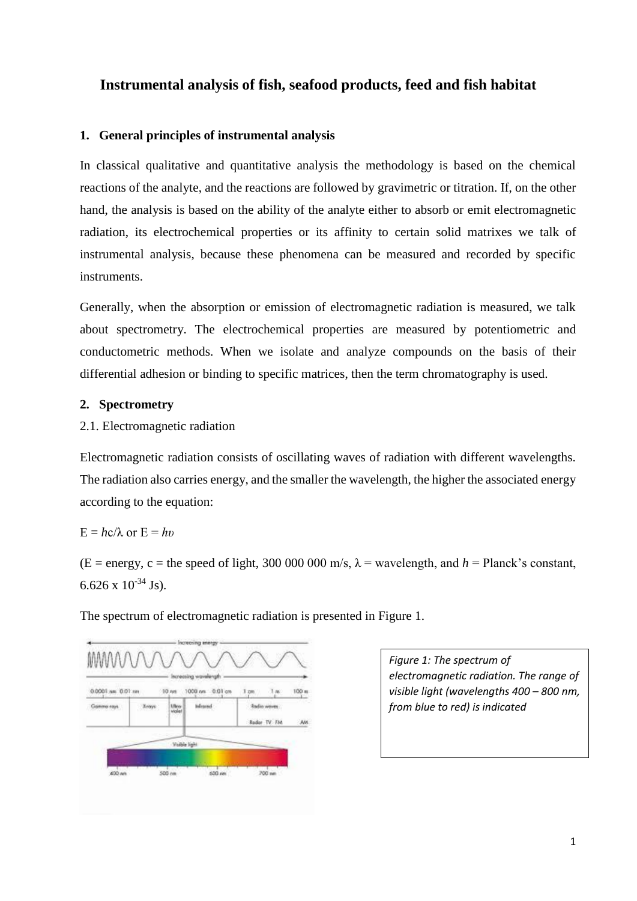# Instrumental analysis of fish, seafood products, feed and fish habitat

## 1. General principles of instrumental analysis

In classical qualitative and quantitative analysis the methodology is based on the chemical reactions of the analyte, and the reactions are followed by gravimetric or titration. If, on the other hand, the analysis is based on the ability of the analyte either to absorb or emit electromagnetic radiation, its electrochemical properties or its affinity to certain solid matrixes we talk of instrumental analysis, because these phenomena can be measured and recorded by specific instruments.

Generally, when the absorption or emission of electromagnetic radiation is measured, we talk about spectrometry. The electrochemical properties are measured by potentiometric and conductometric methods. When we isolate and analyze compounds on the basis of their differential adhesion or binding to specific matrices, then the term chromatography is used.

## 2. Spectrometry

### 2.1. Electromagnetic radiation

Electromagnetic radiation consists of oscillating waves of radiation with different wavelengths. The radiation also carries energy, and the smaller the wavelength, the higher the associated energy according to the equation:

$E = hc/\lambda$ or $E = h\upsilon$

($E$ = energy, $c$ = the speed of light, 300 000 000 m/s, $\lambda$ = wavelength, and $h$ = Planck's constant, $6.626 \times 10^{-34}$ Js).

The spectrum of electromagnetic radiation is presented in Figure 1.

*Figure 1: The spectrum of electromagnetic radiation. The range of visible light (wavelengths 400 – 800 nm, from blue to red) is indicated*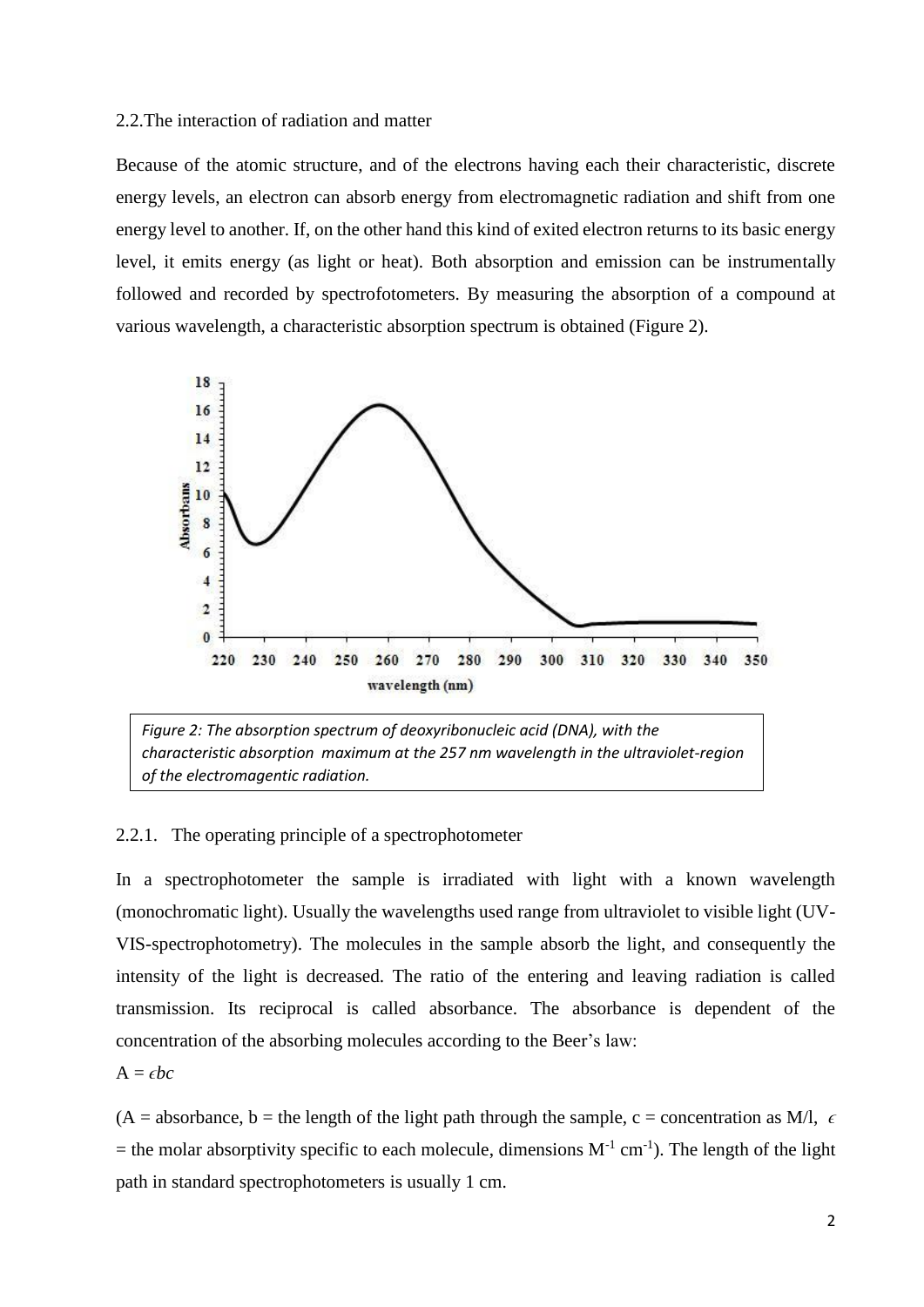## 2.2. The interaction of radiation and matter

Because of the atomic structure, and of the electrons having each their characteristic, discrete energy levels, an electron can absorb energy from electromagnetic radiation and shift from one energy level to another. If, on the other hand this kind of exited electron returns to its basic energy level, it emits energy (as light or heat). Both absorption and emission can be instrumentally followed and recorded by spectrofotometers. By measuring the absorption of a compound at various wavelength, a characteristic absorption spectrum is obtained (Figure 2).

*Figure 2: The absorption spectrum of deoxyribonucleic acid (DNA), with the characteristic absorption maximum at the 257 nm wavelength in the ultraviolet-region of the electromagentic radiation.*

### 2.2.1. The operating principle of a spectrophotometer

In a spectrophotometer the sample is irradiated with light with a known wavelength (monochromatic light). Usually the wavelengths used range from ultraviolet to visible light (UV-VIS-spectrophotometry). The molecules in the sample absorb the light, and consequently the intensity of the light is decreased. The ratio of the entering and leaving radiation is called transmission. Its reciprocal is called absorbance. The absorbance is dependent of the concentration of the absorbing molecules according to the Beer's law:

$A = \epsilon bc$

(A = absorbance, b = the length of the light path through the sample, c = concentration as M/l, $\epsilon$ = the molar absorptivity specific to each molecule, dimensions $M^{-1}$ $cm^{-1}$). The length of the light path in standard spectrophotometers is usually 1 cm.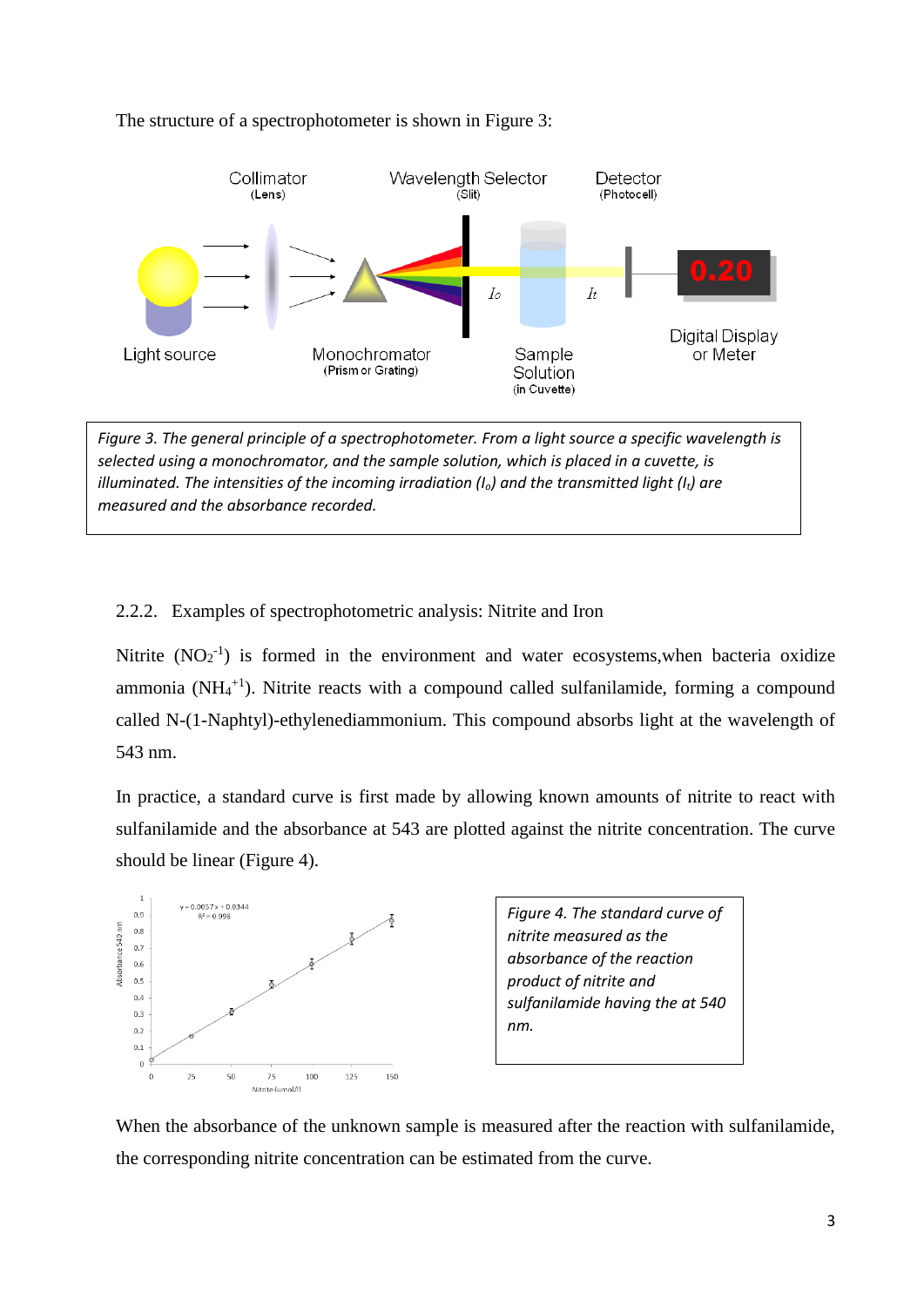The structure of a spectrophotometer is shown in Figure 3:

*Figure 3. The general principle of a spectrophotometer. From a light source a specific wavelength is selected using a monochromator, and the sample solution, which is placed in a cuvette, is illuminated. The intensities of the incoming irradiation ($I_o$) and the transmitted light ($I_t$) are measured and the absorbance recorded.*

### 2.2.2. Examples of spectrophotometric analysis: Nitrite and Iron

Nitrite ($NO_2^{-1}$) is formed in the environment and water ecosystems,when bacteria oxidize ammonia ($NH_4^{+1}$). Nitrite reacts with a compound called sulfanilamide, forming a compound called N-(1-Naphtyl)-ethylenediammonium. This compound absorbs light at the wavelength of 543 nm.

In practice, a standard curve is first made by allowing known amounts of nitrite to react with sulfanilamide and the absorbance at 543 are plotted against the nitrite concentration. The curve should be linear (Figure 4).

*Figure 4. The standard curve of nitrite measured as the absorbance of the reaction product of nitrite and sulfanilamide having the at 540 nm.*

When the absorbance of the unknown sample is measured after the reaction with sulfanilamide, the corresponding nitrite concentration can be estimated from the curve.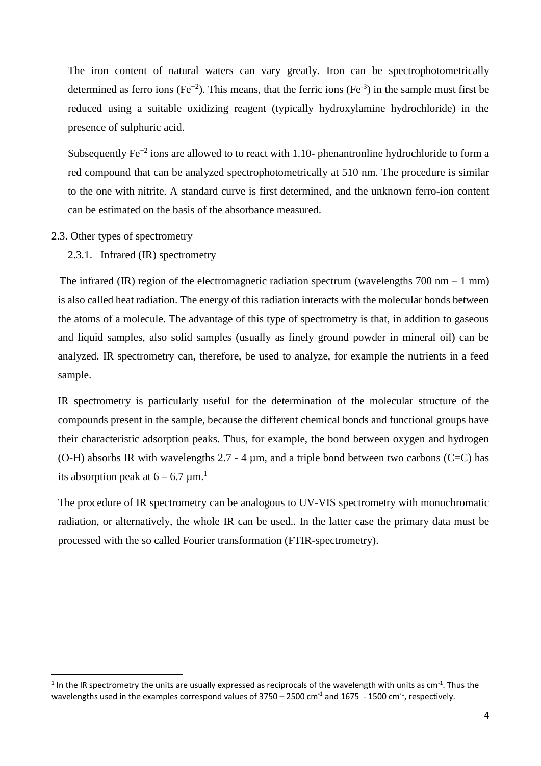The iron content of natural waters can vary greatly. Iron can be spectrophotometrically determined as ferro ions ($Fe^{+2}$). This means, that the ferric ions ($Fe^{-3}$) in the sample must first be reduced using a suitable oxidizing reagent (typically hydroxylamine hydrochloride) in the presence of sulphuric acid.

Subsequently $Fe^{+2}$ ions are allowed to to react with 1.10- phenantronline hydrochloride to form a red compound that can be analyzed spectrophotometrically at 510 nm. The procedure is similar to the one with nitrite. A standard curve is first determined, and the unknown ferro-ion content can be estimated on the basis of the absorbance measured.

## 2.3. Other types of spectrometry

### 2.3.1. Infrared (IR) spectrometry

The infrared (IR) region of the electromagnetic radiation spectrum (wavelengths 700 nm – 1 mm) is also called heat radiation. The energy of this radiation interacts with the molecular bonds between the atoms of a molecule. The advantage of this type of spectrometry is that, in addition to gaseous and liquid samples, also solid samples (usually as finely ground powder in mineral oil) can be analyzed. IR spectrometry can, therefore, be used to analyze, for example the nutrients in a feed sample.

IR spectrometry is particularly useful for the determination of the molecular structure of the compounds present in the sample, because the different chemical bonds and functional groups have their characteristic adsorption peaks. Thus, for example, the bond between oxygen and hydrogen (O-H) absorbs IR with wavelengths 2.7 - 4 µm, and a triple bond between two carbons (C=C) has its absorption peak at 6 – 6.7 µm.[1]

The procedure of IR spectrometry can be analogous to UV-VIS spectrometry with monochromatic radiation, or alternatively, the whole IR can be used.. In the latter case the primary data must be processed with the so called Fourier transformation (FTIR-spectrometry).

---

[1] In the IR spectrometry the units are usually expressed as reciprocals of the wavelength with units as $cm^{-1}$. Thus the wavelengths used in the examples correspond values of 3750 – 2500 $cm^{-1}$ and 1675 - 1500 $cm^{-1}$, respectively.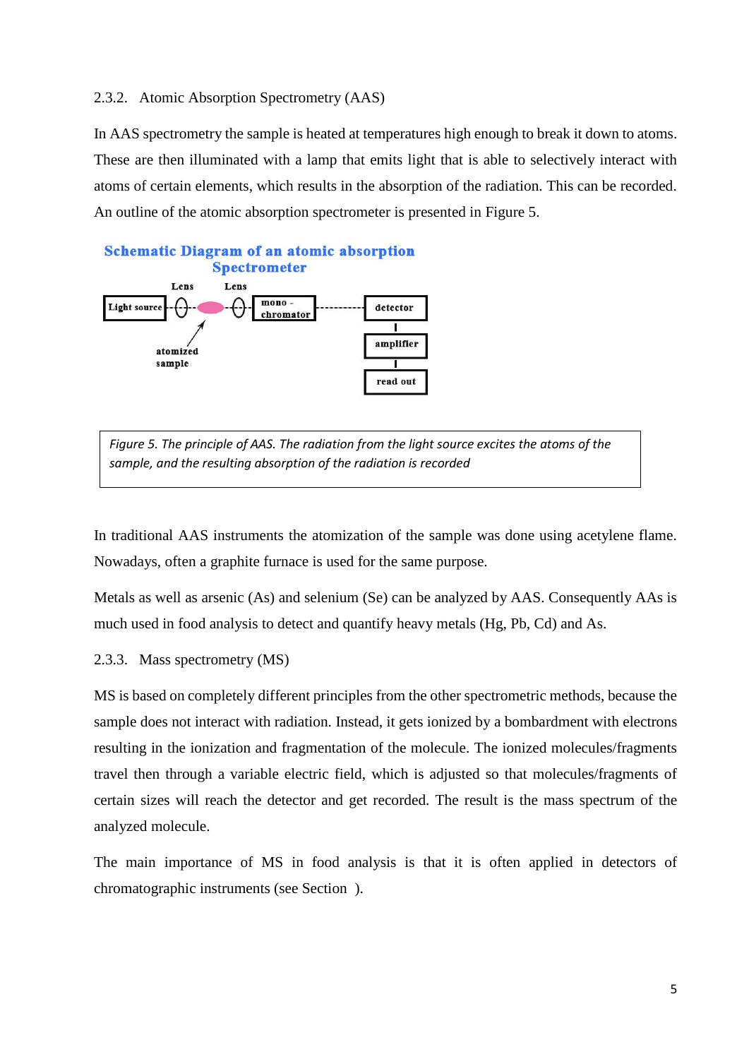### 2.3.2. Atomic Absorption Spectrometry (AAS)

In AAS spectrometry the sample is heated at temperatures high enough to break it down to atoms. These are then illuminated with a lamp that emits light that is able to selectively interact with atoms of certain elements, which results in the absorption of the radiation. This can be recorded. An outline of the atomic absorption spectrometer is presented in Figure 5.

Schematic Diagram of an atomic absorption Spectrometer

Lens Lens

Light source | mono - chromator | detector | amplifier | read out

atomized sample

*Figure 5. The principle of AAS. The radiation from the light source excites the atoms of the sample, and the resulting absorption of the radiation is recorded*

In traditional AAS instruments the atomization of the sample was done using acetylene flame. Nowadays, often a graphite furnace is used for the same purpose.

Metals as well as arsenic (As) and selenium (Se) can be analyzed by AAS. Consequently AAs is much used in food analysis to detect and quantify heavy metals (Hg, Pb, Cd) and As.

### 2.3.3. Mass spectrometry (MS)

MS is based on completely different principles from the other spectrometric methods, because the sample does not interact with radiation. Instead, it gets ionized by a bombardment with electrons resulting in the ionization and fragmentation of the molecule. The ionized molecules/fragments travel then through a variable electric field, which is adjusted so that molecules/fragments of certain sizes will reach the detector and get recorded. The result is the mass spectrum of the analyzed molecule.

The main importance of MS in food analysis is that it is often applied in detectors of chromatographic instruments (see Section ).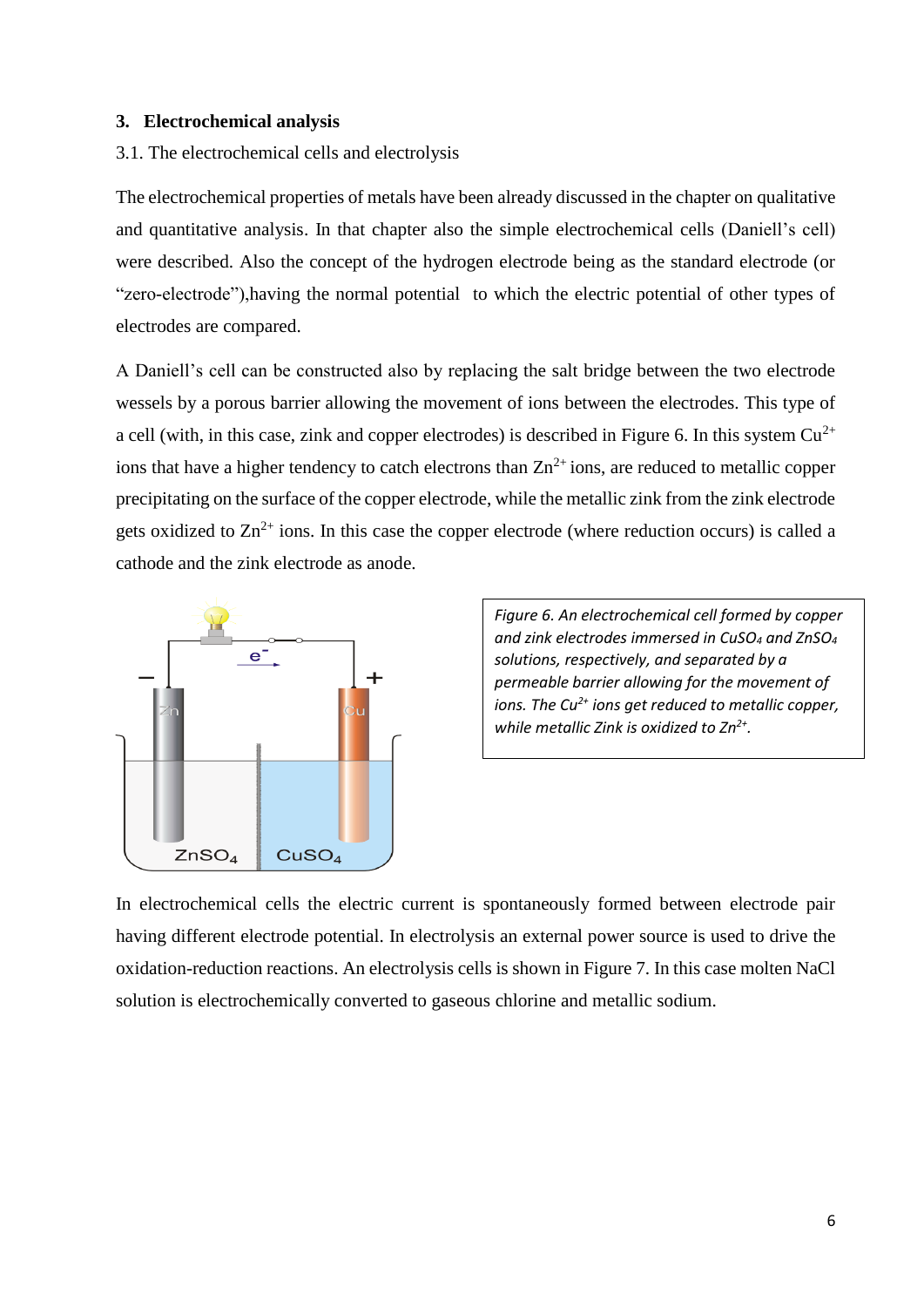## 3. Electrochemical analysis

3.1. The electrochemical cells and electrolysis

The electrochemical properties of metals have been already discussed in the chapter on qualitative and quantitative analysis. In that chapter also the simple electrochemical cells (Daniell's cell) were described. Also the concept of the hydrogen electrode being as the standard electrode (or "zero-electrode"),having the normal potential to which the electric potential of other types of electrodes are compared.

A Daniell's cell can be constructed also by replacing the salt bridge between the two electrode wessels by a porous barrier allowing the movement of ions between the electrodes. This type of a cell (with, in this case, zink and copper electrodes) is described in Figure 6. In this system $Cu^{2+}$ ions that have a higher tendency to catch electrons than $Zn^{2+}$ ions, are reduced to metallic copper precipitating on the surface of the copper electrode, while the metallic zink from the zink electrode gets oxidized to $Zn^{2+}$ ions. In this case the copper electrode (where reduction occurs) is called a cathode and the zink electrode as anode.

*Figure 6. An electrochemical cell formed by copper and zink electrodes immersed in $CuSO_4$ and $ZnSO_4$ solutions, respectively, and separated by a permeable barrier allowing for the movement of ions. The $Cu^{2+}$ ions get reduced to metallic copper, while metallic Zink is oxidized to $Zn^{2+}$.*

In electrochemical cells the electric current is spontaneously formed between electrode pair having different electrode potential. In electrolysis an external power source is used to drive the oxidation-reduction reactions. An electrolysis cells is shown in Figure 7. In this case molten NaCl solution is electrochemically converted to gaseous chlorine and metallic sodium.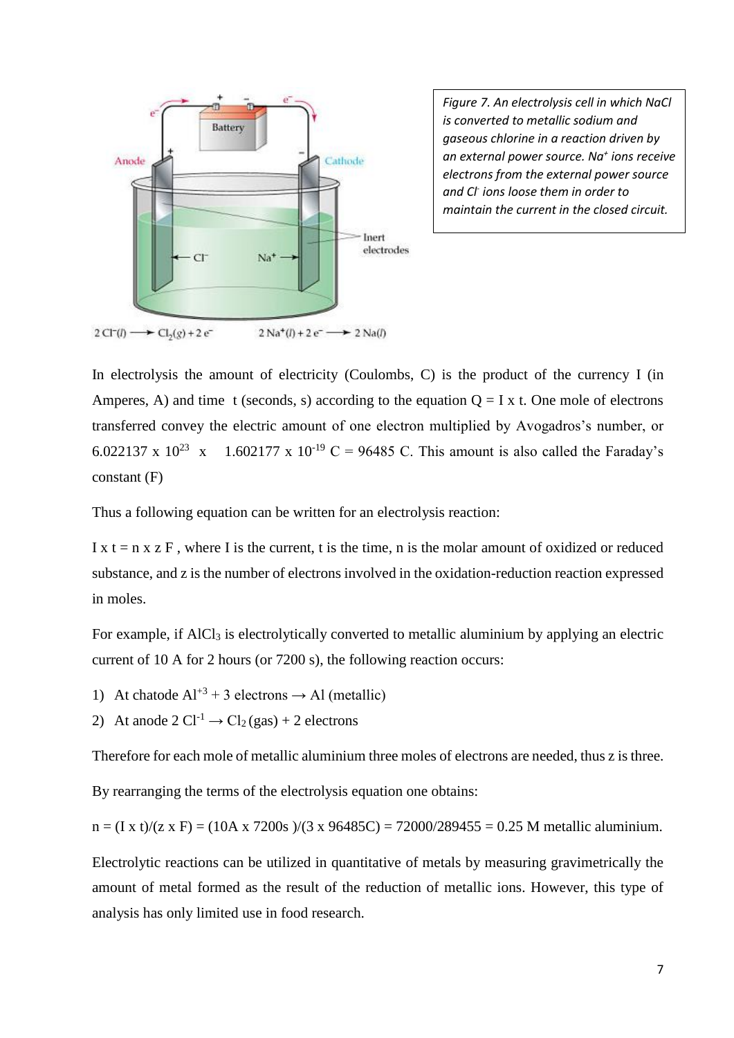Figure 7. An electrolysis cell in which NaCl is converted to metallic sodium and gaseous chlorine in a reaction driven by an external power source. $Na^+$ ions receive electrons from the external power source and $Cl^-$ ions loose them in order to maintain the current in the closed circuit.

In electrolysis the amount of electricity (Coulombs, C) is the product of the currency I (in Amperes, A) and time t (seconds, s) according to the equation Q = I x t. One mole of electrons transferred convey the electric amount of one electron multiplied by Avogadros's number, or $6.022137 \times 10^{23} \times 1.602177 \times 10^{-19}$ C = 96485 C. This amount is also called the Faraday's constant (F)

Thus a following equation can be written for an electrolysis reaction:

I x t = n x z F , where I is the current, t is the time, n is the molar amount of oxidized or reduced substance, and z is the number of electrons involved in the oxidation-reduction reaction expressed in moles.

For example, if $AlCl_3$ is electrolytically converted to metallic aluminium by applying an electric current of 10 A for 2 hours (or 7200 s), the following reaction occurs:

1) At chatode $Al^{+3}$ + 3 electrons → Al (metallic)
2) At anode 2 $Cl^{-1}$ → $Cl_2$ (gas) + 2 electrons

Therefore for each mole of metallic aluminium three moles of electrons are needed, thus z is three.

By rearranging the terms of the electrolysis equation one obtains:

n = (I x t)/(z x F) = (10A x 7200s )/(3 x 96485C) = 72000/289455 = 0.25 M metallic aluminium.

Electrolytic reactions can be utilized in quantitative of metals by measuring gravimetrically the amount of metal formed as the result of the reduction of metallic ions. However, this type of analysis has only limited use in food research.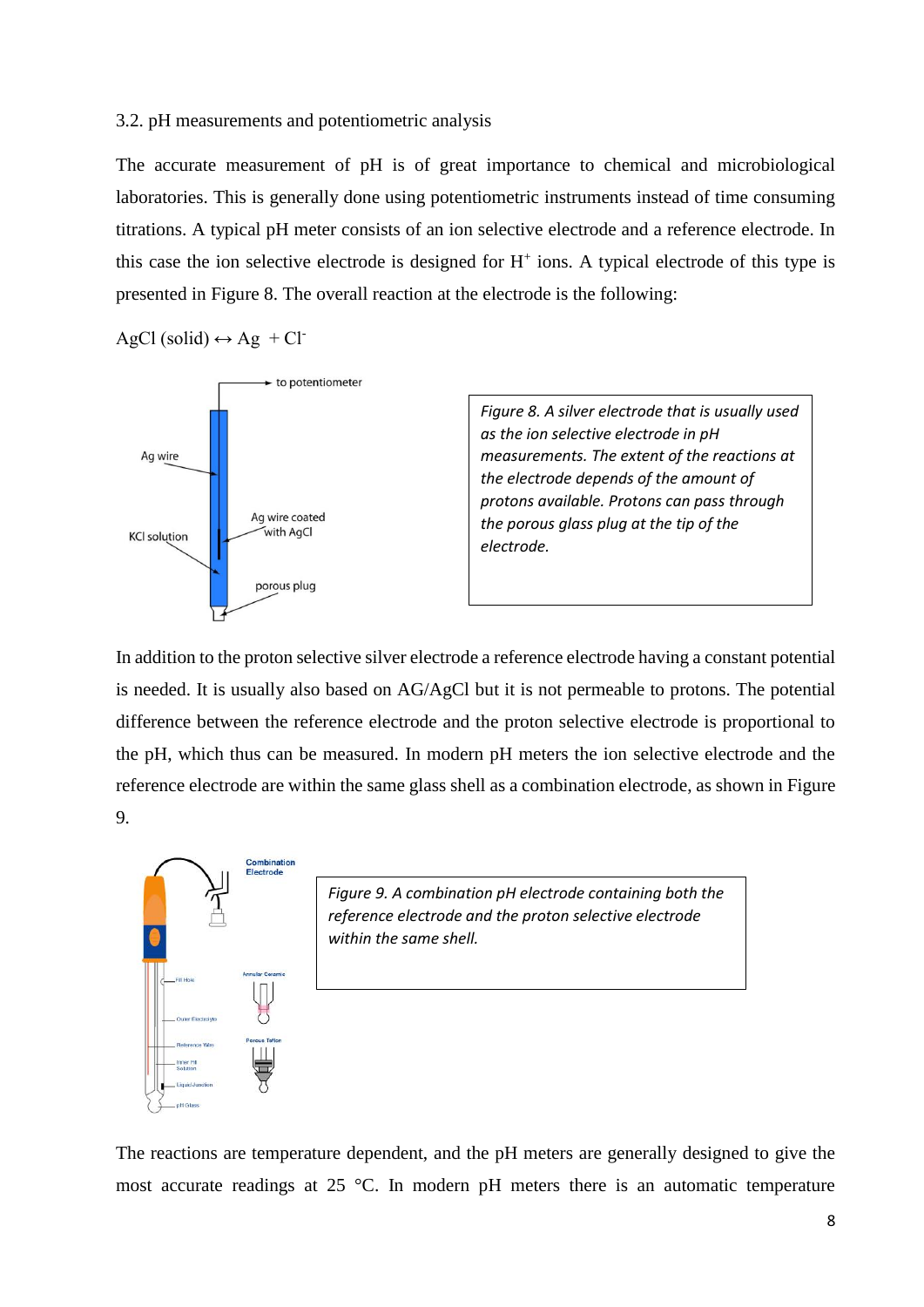3.2. pH measurements and potentiometric analysis

The accurate measurement of pH is of great importance to chemical and microbiological laboratories. This is generally done using potentiometric instruments instead of time consuming titrations. A typical pH meter consists of an ion selective electrode and a reference electrode. In this case the ion selective electrode is designed for $H^+$ ions. A typical electrode of this type is presented in Figure 8. The overall reaction at the electrode is the following:

$AgCl$ (solid) $\leftrightarrow Ag + Cl^-$

*Figure 8. A silver electrode that is usually used as the ion selective electrode in pH measurements. The extent of the reactions at the electrode depends of the amount of protons available. Protons can pass through the porous glass plug at the tip of the electrode.*

In addition to the proton selective silver electrode a reference electrode having a constant potential is needed. It is usually also based on AG/AgCl but it is not permeable to protons. The potential difference between the reference electrode and the proton selective electrode is proportional to the pH, which thus can be measured. In modern pH meters the ion selective electrode and the reference electrode are within the same glass shell as a combination electrode, as shown in Figure 9.

*Figure 9. A combination pH electrode containing both the reference electrode and the proton selective electrode within the same shell.*

The reactions are temperature dependent, and the pH meters are generally designed to give the most accurate readings at 25 °C. In modern pH meters there is an automatic temperature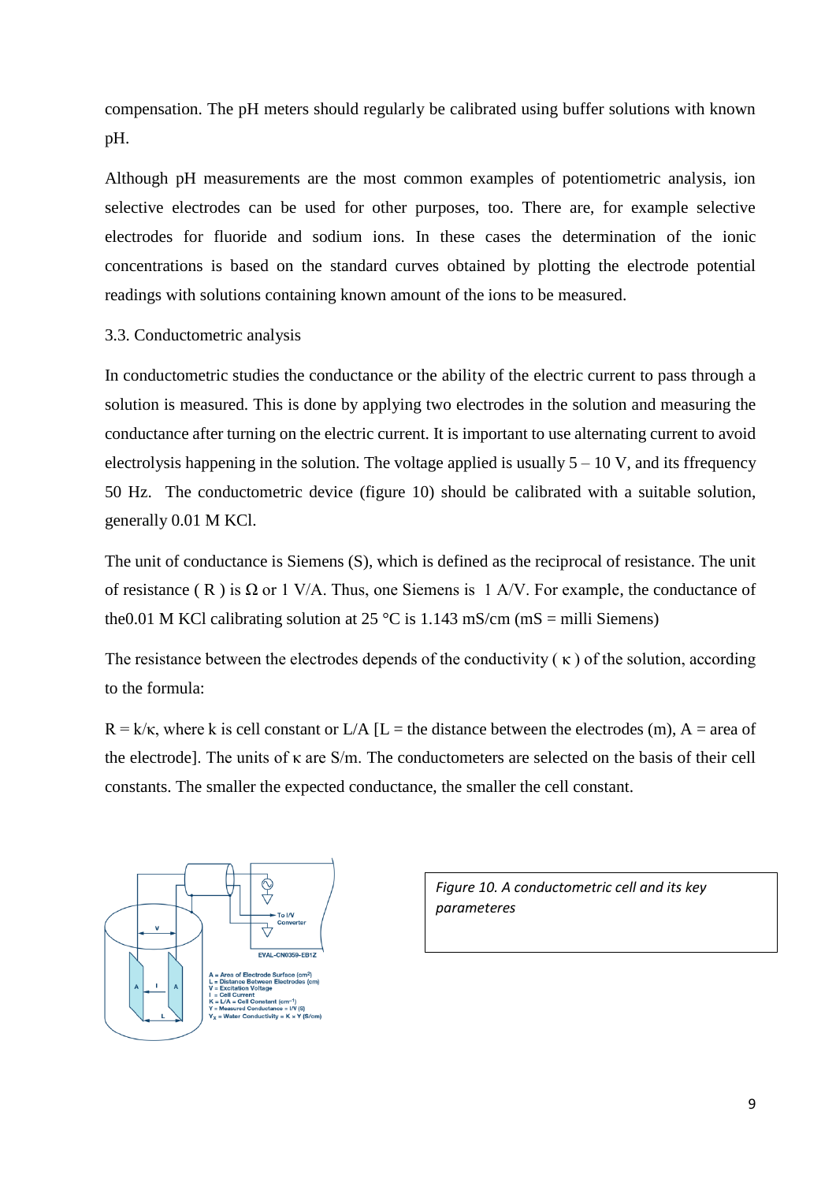compensation. The pH meters should regularly be calibrated using buffer solutions with known pH.

Although pH measurements are the most common examples of potentiometric analysis, ion selective electrodes can be used for other purposes, too. There are, for example selective electrodes for fluoride and sodium ions. In these cases the determination of the ionic concentrations is based on the standard curves obtained by plotting the electrode potential readings with solutions containing known amount of the ions to be measured.

### 3.3. Conductometric analysis

In conductometric studies the conductance or the ability of the electric current to pass through a solution is measured. This is done by applying two electrodes in the solution and measuring the conductance after turning on the electric current. It is important to use alternating current to avoid electrolysis happening in the solution. The voltage applied is usually 5 – 10 V, and its ffrequency 50 Hz. The conductometric device (figure 10) should be calibrated with a suitable solution, generally 0.01 M KCl.

The unit of conductance is Siemens (S), which is defined as the reciprocal of resistance. The unit of resistance ( R ) is Ω or 1 V/A. Thus, one Siemens is 1 A/V. For example, the conductance of the0.01 M KCl calibrating solution at 25 °C is 1.143 mS/cm (mS = milli Siemens)

The resistance between the electrodes depends of the conductivity ( $\kappa$ ) of the solution, according to the formula:

$R = k/\kappa$, where k is cell constant or L/A [L = the distance between the electrodes (m), A = area of the electrode]. The units of $\kappa$ are S/m. The conductometers are selected on the basis of their cell constants. The smaller the expected conductance, the smaller the cell constant.

*Figure 10. A conductometric cell and its key parameteres*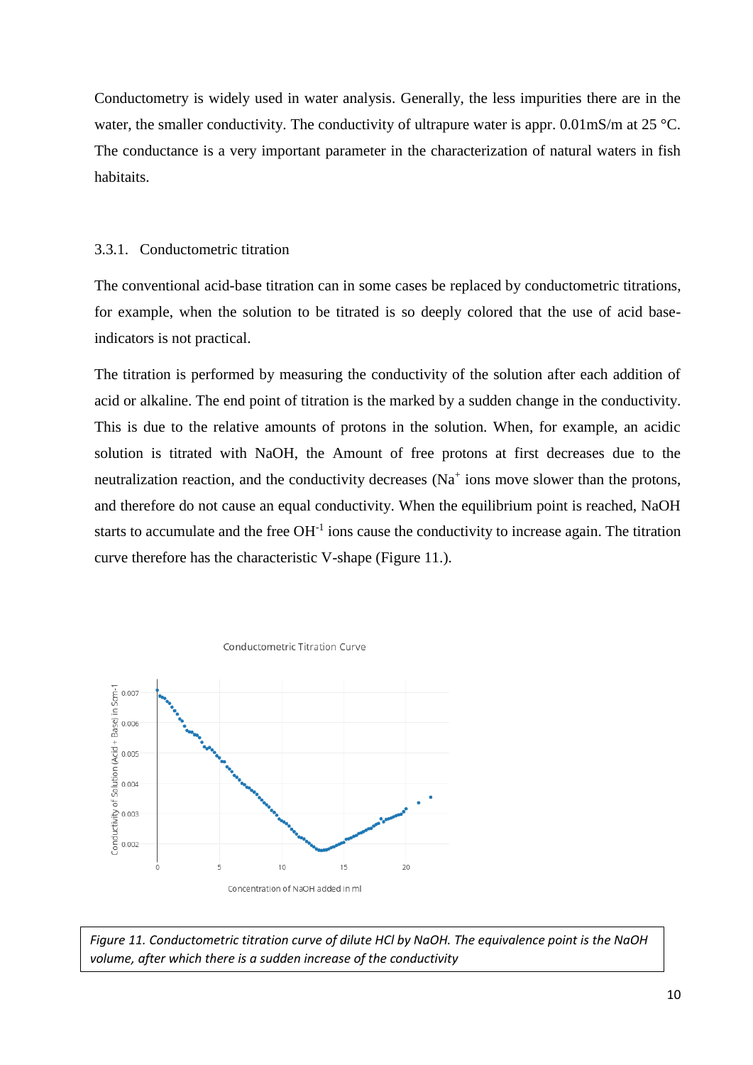Conductometry is widely used in water analysis. Generally, the less impurities there are in the water, the smaller conductivity. The conductivity of ultrapure water is appr. 0.01mS/m at 25 °C. The conductance is a very important parameter in the characterization of natural waters in fish habitaits.

### 3.3.1. Conductometric titration

The conventional acid-base titration can in some cases be replaced by conductometric titrations, for example, when the solution to be titrated is so deeply colored that the use of acid base-indicators is not practical.

The titration is performed by measuring the conductivity of the solution after each addition of acid or alkaline. The end point of titration is the marked by a sudden change in the conductivity. This is due to the relative amounts of protons in the solution. When, for example, an acidic solution is titrated with NaOH, the Amount of free protons at first decreases due to the neutralization reaction, and the conductivity decreases ($Na^+$ ions move slower than the protons, and therefore do not cause an equal conductivity. When the equilibrium point is reached, NaOH starts to accumulate and the free $OH^{-1}$ ions cause the conductivity to increase again. The titration curve therefore has the characteristic V-shape (Figure 11.).

Conductometric Titration Curve

*Figure 11. Conductometric titration curve of dilute HCl by NaOH. The equivalence point is the NaOH volume, after which there is a sudden increase of the conductivity*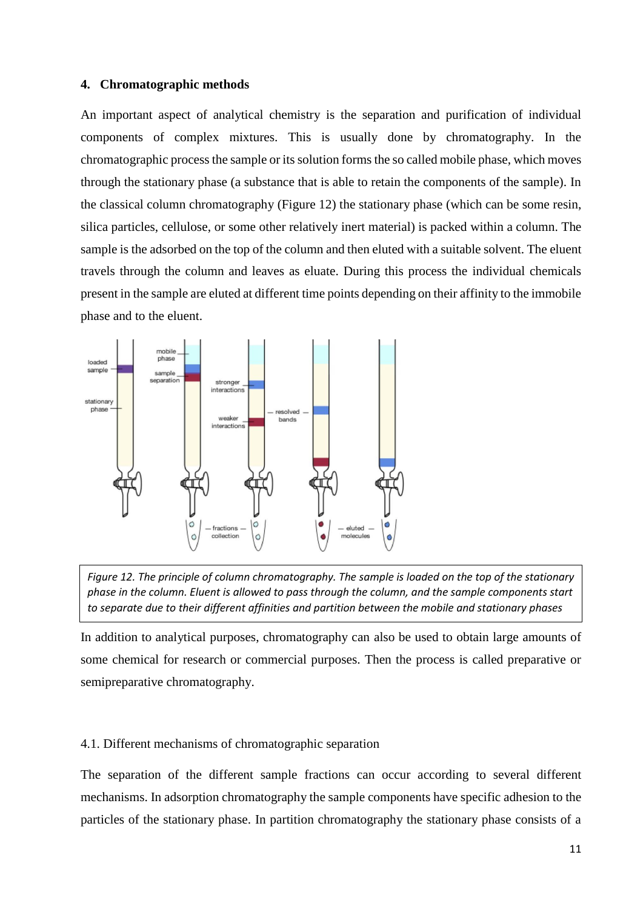## 4. Chromatographic methods

An important aspect of analytical chemistry is the separation and purification of individual components of complex mixtures. This is usually done by chromatography. In the chromatographic process the sample or its solution forms the so called mobile phase, which moves through the stationary phase (a substance that is able to retain the components of the sample). In the classical column chromatography (Figure 12) the stationary phase (which can be some resin, silica particles, cellulose, or some other relatively inert material) is packed within a column. The sample is the adsorbed on the top of the column and then eluted with a suitable solvent. The eluent travels through the column and leaves as eluate. During this process the individual chemicals present in the sample are eluted at different time points depending on their affinity to the immobile phase and to the eluent.

*Figure 12. The principle of column chromatography. The sample is loaded on the top of the stationary phase in the column. Eluent is allowed to pass through the column, and the sample components start to separate due to their different affinities and partition between the mobile and stationary phases*

In addition to analytical purposes, chromatography can also be used to obtain large amounts of some chemical for research or commercial purposes. Then the process is called preparative or semipreparative chromatography.

### 4.1. Different mechanisms of chromatographic separation

The separation of the different sample fractions can occur according to several different mechanisms. In adsorption chromatography the sample components have specific adhesion to the particles of the stationary phase. In partition chromatography the stationary phase consists of a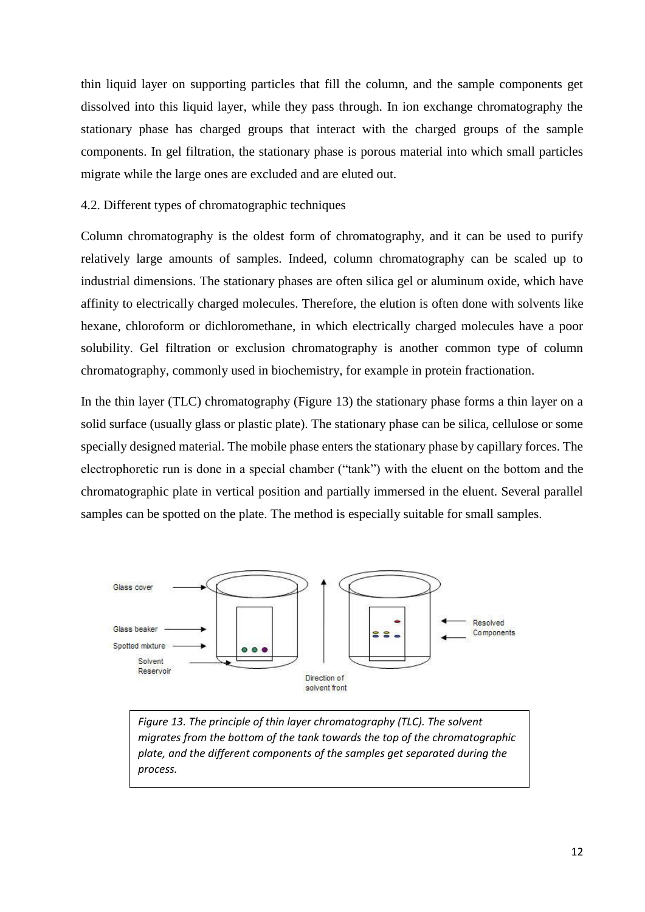thin liquid layer on supporting particles that fill the column, and the sample components get dissolved into this liquid layer, while they pass through. In ion exchange chromatography the stationary phase has charged groups that interact with the charged groups of the sample components. In gel filtration, the stationary phase is porous material into which small particles migrate while the large ones are excluded and are eluted out.

4.2. Different types of chromatographic techniques

Column chromatography is the oldest form of chromatography, and it can be used to purify relatively large amounts of samples. Indeed, column chromatography can be scaled up to industrial dimensions. The stationary phases are often silica gel or aluminum oxide, which have affinity to electrically charged molecules. Therefore, the elution is often done with solvents like hexane, chloroform or dichloromethane, in which electrically charged molecules have a poor solubility. Gel filtration or exclusion chromatography is another common type of column chromatography, commonly used in biochemistry, for example in protein fractionation.

In the thin layer (TLC) chromatography (Figure 13) the stationary phase forms a thin layer on a solid surface (usually glass or plastic plate). The stationary phase can be silica, cellulose or some specially designed material. The mobile phase enters the stationary phase by capillary forces. The electrophoretic run is done in a special chamber ("tank") with the eluent on the bottom and the chromatographic plate in vertical position and partially immersed in the eluent. Several parallel samples can be spotted on the plate. The method is especially suitable for small samples.

*Figure 13. The principle of thin layer chromatography (TLC). The solvent migrates from the bottom of the tank towards the top of the chromatographic plate, and the different components of the samples get separated during the process.*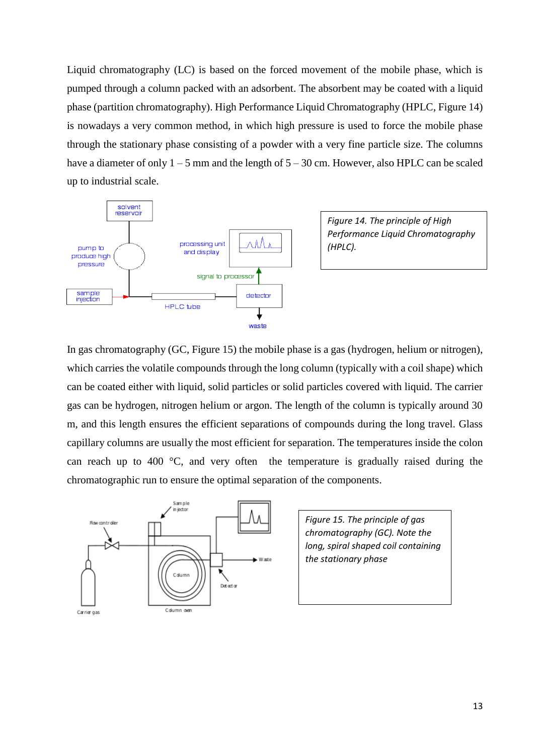Liquid chromatography (LC) is based on the forced movement of the mobile phase, which is pumped through a column packed with an adsorbent. The absorbent may be coated with a liquid phase (partition chromatography). High Performance Liquid Chromatography (HPLC, Figure 14) is nowadays a very common method, in which high pressure is used to force the mobile phase through the stationary phase consisting of a powder with a very fine particle size. The columns have a diameter of only 1 – 5 mm and the length of 5 – 30 cm. However, also HPLC can be scaled up to industrial scale.

*Figure 14. The principle of High Performance Liquid Chromatography (HPLC).*

In gas chromatography (GC, Figure 15) the mobile phase is a gas (hydrogen, helium or nitrogen), which carries the volatile compounds through the long column (typically with a coil shape) which can be coated either with liquid, solid particles or solid particles covered with liquid. The carrier gas can be hydrogen, nitrogen helium or argon. The length of the column is typically around 30 m, and this length ensures the efficient separations of compounds during the long travel. Glass capillary columns are usually the most efficient for separation. The temperatures inside the colon can reach up to 400 °C, and very often the temperature is gradually raised during the chromatographic run to ensure the optimal separation of the components.

*Figure 15. The principle of gas chromatography (GC). Note the long, spiral shaped coil containing the stationary phase*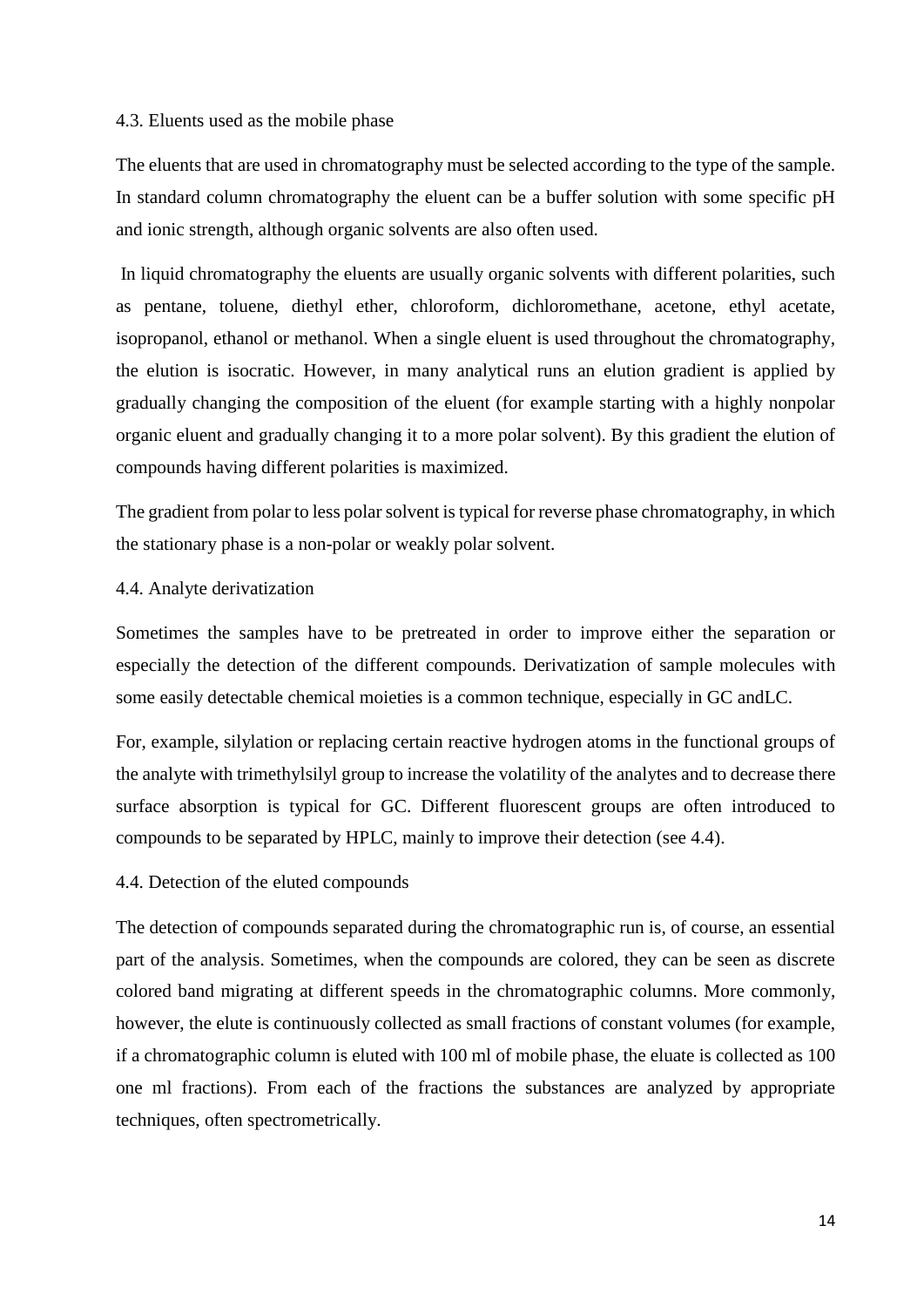### 4.3. Eluents used as the mobile phase

The eluents that are used in chromatography must be selected according to the type of the sample. In standard column chromatography the eluent can be a buffer solution with some specific pH and ionic strength, although organic solvents are also often used.

In liquid chromatography the eluents are usually organic solvents with different polarities, such as pentane, toluene, diethyl ether, chloroform, dichloromethane, acetone, ethyl acetate, isopropanol, ethanol or methanol. When a single eluent is used throughout the chromatography, the elution is isocratic. However, in many analytical runs an elution gradient is applied by gradually changing the composition of the eluent (for example starting with a highly nonpolar organic eluent and gradually changing it to a more polar solvent). By this gradient the elution of compounds having different polarities is maximized.

The gradient from polar to less polar solvent is typical for reverse phase chromatography, in which the stationary phase is a non-polar or weakly polar solvent.

### 4.4. Analyte derivatization

Sometimes the samples have to be pretreated in order to improve either the separation or especially the detection of the different compounds. Derivatization of sample molecules with some easily detectable chemical moieties is a common technique, especially in GC andLC.

For, example, silylation or replacing certain reactive hydrogen atoms in the functional groups of the analyte with trimethylsilyl group to increase the volatility of the analytes and to decrease there surface absorption is typical for GC. Different fluorescent groups are often introduced to compounds to be separated by HPLC, mainly to improve their detection (see 4.4).

### 4.4. Detection of the eluted compounds

The detection of compounds separated during the chromatographic run is, of course, an essential part of the analysis. Sometimes, when the compounds are colored, they can be seen as discrete colored band migrating at different speeds in the chromatographic columns. More commonly, however, the elute is continuously collected as small fractions of constant volumes (for example, if a chromatographic column is eluted with 100 ml of mobile phase, the eluate is collected as 100 one ml fractions). From each of the fractions the substances are analyzed by appropriate techniques, often spectrometrically.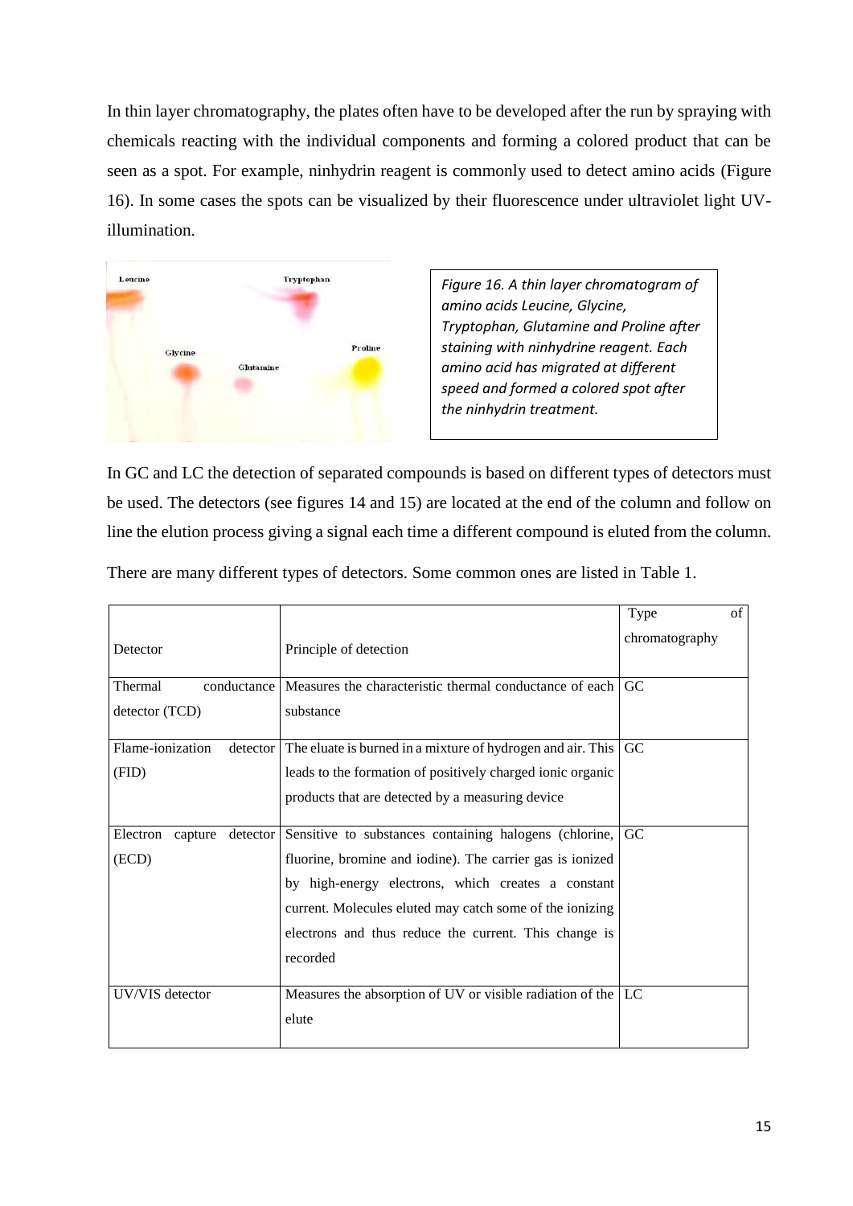In thin layer chromatography, the plates often have to be developed after the run by spraying with chemicals reacting with the individual components and forming a colored product that can be seen as a spot. For example, ninhydrin reagent is commonly used to detect amino acids (Figure 16). In some cases the spots can be visualized by their fluorescence under ultraviolet light UV-illumination.

*Figure 16. A thin layer chromatogram of amino acids Leucine, Glycine, Tryptophan, Glutamine and Proline after staining with ninhydrine reagent. Each amino acid has migrated at different speed and formed a colored spot after the ninhydrin treatment.*

In GC and LC the detection of separated compounds is based on different types of detectors must be used. The detectors (see figures 14 and 15) are located at the end of the column and follow on line the elution process giving a signal each time a different compound is eluted from the column.

There are many different types of detectors. Some common ones are listed in Table 1.

| Detector | Principle of detection | Type of chromatography |
|---|---|---|
| Thermal conductance detector (TCD) | Measures the characteristic thermal conductance of each substance | GC |
| Flame-ionization detector (FID) | The eluate is burned in a mixture of hydrogen and air. This leads to the formation of positively charged ionic organic products that are detected by a measuring device | GC |
| Electron capture detector (ECD) | Sensitive to substances containing halogens (chlorine, fluorine, bromine and iodine). The carrier gas is ionized by high-energy electrons, which creates a constant current. Molecules eluted may catch some of the ionizing electrons and thus reduce the current. This change is recorded | GC |
| UV/VIS detector | Measures the absorption of UV or visible radiation of the elute | LC |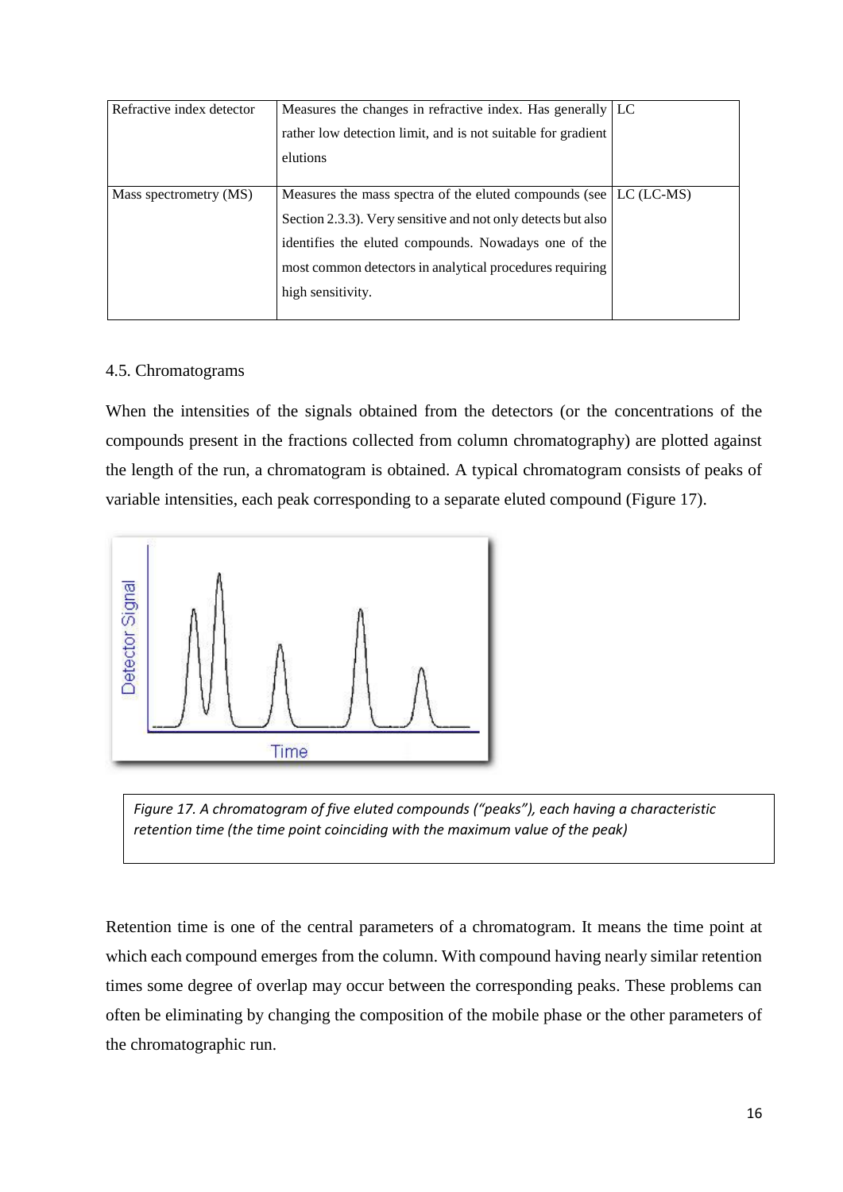| Refractive index detector | Measures the changes in refractive index. Has generally rather low detection limit, and is not suitable for gradient elutions | LC |
|---|---|---|
| Mass spectrometry (MS) | Measures the mass spectra of the eluted compounds (see Section 2.3.3). Very sensitive and not only detects but also identifies the eluted compounds. Nowadays one of the most common detectors in analytical procedures requiring high sensitivity. | LC (LC-MS) |

## 4.5. Chromatograms

When the intensities of the signals obtained from the detectors (or the concentrations of the compounds present in the fractions collected from column chromatography) are plotted against the length of the run, a chromatogram is obtained. A typical chromatogram consists of peaks of variable intensities, each peak corresponding to a separate eluted compound (Figure 17).

*Figure 17. A chromatogram of five eluted compounds ("peaks"), each having a characteristic retention time (the time point coinciding with the maximum value of the peak)*

Retention time is one of the central parameters of a chromatogram. It means the time point at which each compound emerges from the column. With compound having nearly similar retention times some degree of overlap may occur between the corresponding peaks. These problems can often be eliminating by changing the composition of the mobile phase or the other parameters of the chromatographic run.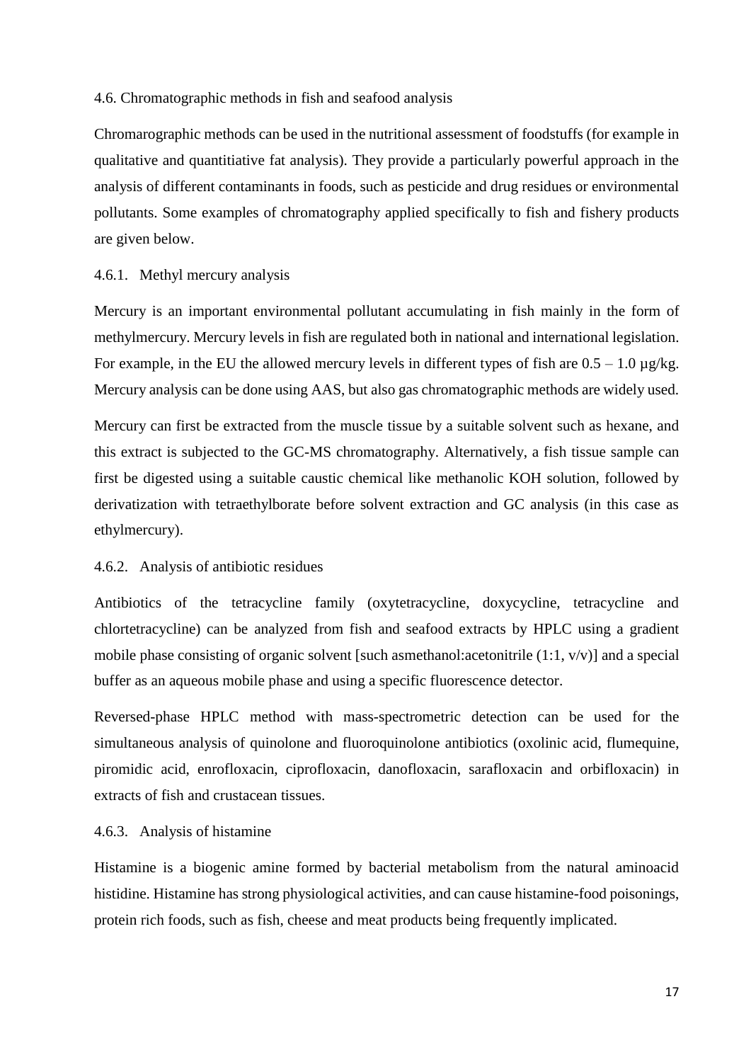## 4.6. Chromatographic methods in fish and seafood analysis

Chromarographic methods can be used in the nutritional assessment of foodstuffs (for example in qualitative and quantitiative fat analysis). They provide a particularly powerful approach in the analysis of different contaminants in foods, such as pesticide and drug residues or environmental pollutants. Some examples of chromatography applied specifically to fish and fishery products are given below.

### 4.6.1. Methyl mercury analysis

Mercury is an important environmental pollutant accumulating in fish mainly in the form of methylmercury. Mercury levels in fish are regulated both in national and international legislation. For example, in the EU the allowed mercury levels in different types of fish are 0.5 – 1.0 µg/kg. Mercury analysis can be done using AAS, but also gas chromatographic methods are widely used.

Mercury can first be extracted from the muscle tissue by a suitable solvent such as hexane, and this extract is subjected to the GC-MS chromatography. Alternatively, a fish tissue sample can first be digested using a suitable caustic chemical like methanolic KOH solution, followed by derivatization with tetraethylborate before solvent extraction and GC analysis (in this case as ethylmercury).

### 4.6.2. Analysis of antibiotic residues

Antibiotics of the tetracycline family (oxytetracycline, doxycycline, tetracycline and chlortetracycline) can be analyzed from fish and seafood extracts by HPLC using a gradient mobile phase consisting of organic solvent [such asmethanol:acetonitrile (1:1, v/v)] and a special buffer as an aqueous mobile phase and using a specific fluorescence detector.

Reversed-phase HPLC method with mass-spectrometric detection can be used for the simultaneous analysis of quinolone and fluoroquinolone antibiotics (oxolinic acid, flumequine, piromidic acid, enrofloxacin, ciprofloxacin, danofloxacin, sarafloxacin and orbifloxacin) in extracts of fish and crustacean tissues.

### 4.6.3. Analysis of histamine

Histamine is a biogenic amine formed by bacterial metabolism from the natural aminoacid histidine. Histamine has strong physiological activities, and can cause histamine-food poisonings, protein rich foods, such as fish, cheese and meat products being frequently implicated.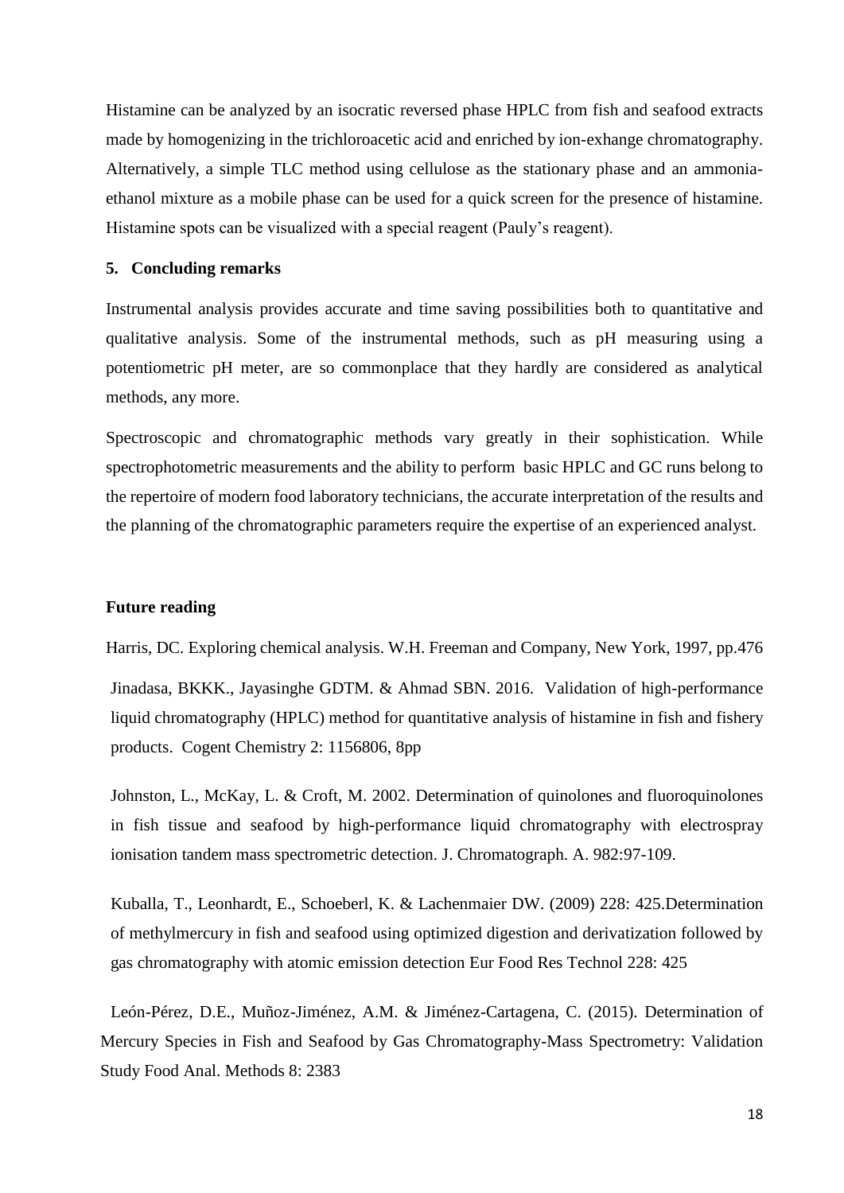Histamine can be analyzed by an isocratic reversed phase HPLC from fish and seafood extracts made by homogenizing in the trichloroacetic acid and enriched by ion-exhange chromatography. Alternatively, a simple TLC method using cellulose as the stationary phase and an ammonia-ethanol mixture as a mobile phase can be used for a quick screen for the presence of histamine. Histamine spots can be visualized with a special reagent (Pauly's reagent).

## 5. Concluding remarks

Instrumental analysis provides accurate and time saving possibilities both to quantitative and qualitative analysis. Some of the instrumental methods, such as pH measuring using a potentiometric pH meter, are so commonplace that they hardly are considered as analytical methods, any more.

Spectroscopic and chromatographic methods vary greatly in their sophistication. While spectrophotometric measurements and the ability to perform basic HPLC and GC runs belong to the repertoire of modern food laboratory technicians, the accurate interpretation of the results and the planning of the chromatographic parameters require the expertise of an experienced analyst.

## Future reading

Harris, DC. Exploring chemical analysis. W.H. Freeman and Company, New York, 1997, pp.476

Jinadasa, BKKK., Jayasinghe GDTM. & Ahmad SBN. 2016. Validation of high-performance liquid chromatography (HPLC) method for quantitative analysis of histamine in fish and fishery products. Cogent Chemistry 2: 1156806, 8pp

Johnston, L., McKay, L. & Croft, M. 2002. Determination of quinolones and fluoroquinolones in fish tissue and seafood by high-performance liquid chromatography with electrospray ionisation tandem mass spectrometric detection. J. Chromatograph. A. 982:97-109.

Kuballa, T., Leonhardt, E., Schoeberl, K. & Lachenmaier DW. (2009) 228: 425.Determination of methylmercury in fish and seafood using optimized digestion and derivatization followed by gas chromatography with atomic emission detection Eur Food Res Technol 228: 425

León-Pérez, D.E., Muñoz-Jiménez, A.M. & Jiménez-Cartagena, C. (2015). Determination of Mercury Species in Fish and Seafood by Gas Chromatography-Mass Spectrometry: Validation Study Food Anal. Methods 8: 2383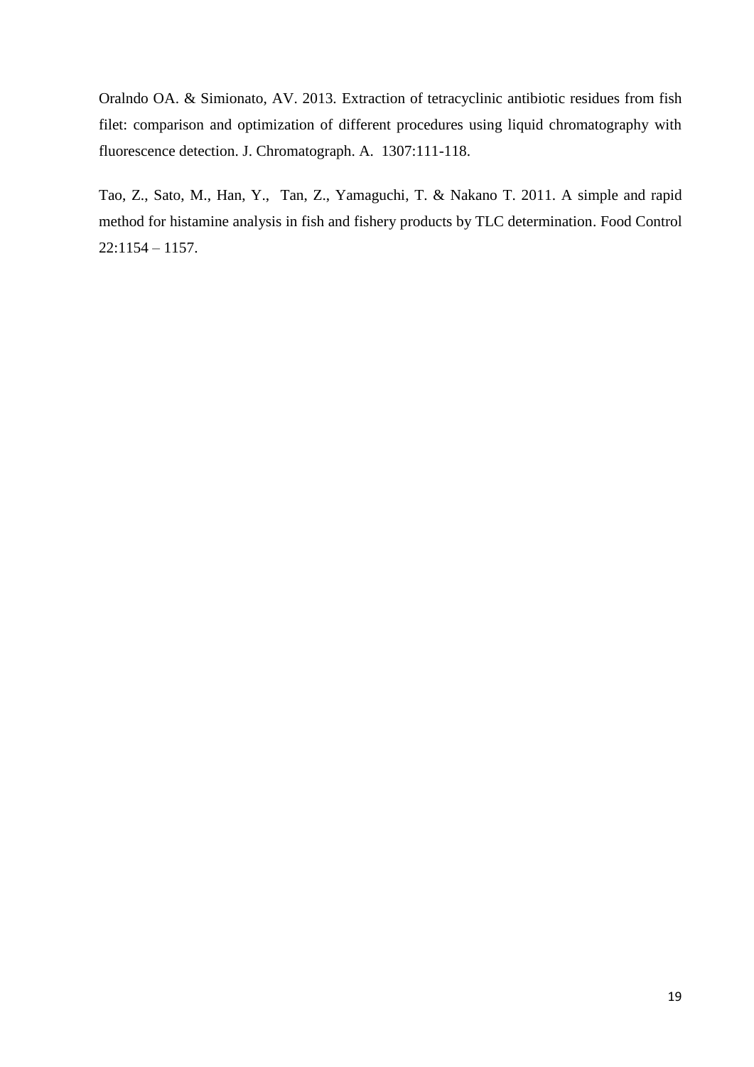Oralndo OA. & Simionato, AV. 2013. Extraction of tetracyclinic antibiotic residues from fish filet: comparison and optimization of different procedures using liquid chromatography with fluorescence detection. J. Chromatograph. A. 1307:111-118.

Tao, Z., Sato, M., Han, Y., Tan, Z., Yamaguchi, T. & Nakano T. 2011. A simple and rapid method for histamine analysis in fish and fishery products by TLC determination. Food Control 22:1154 – 1157.